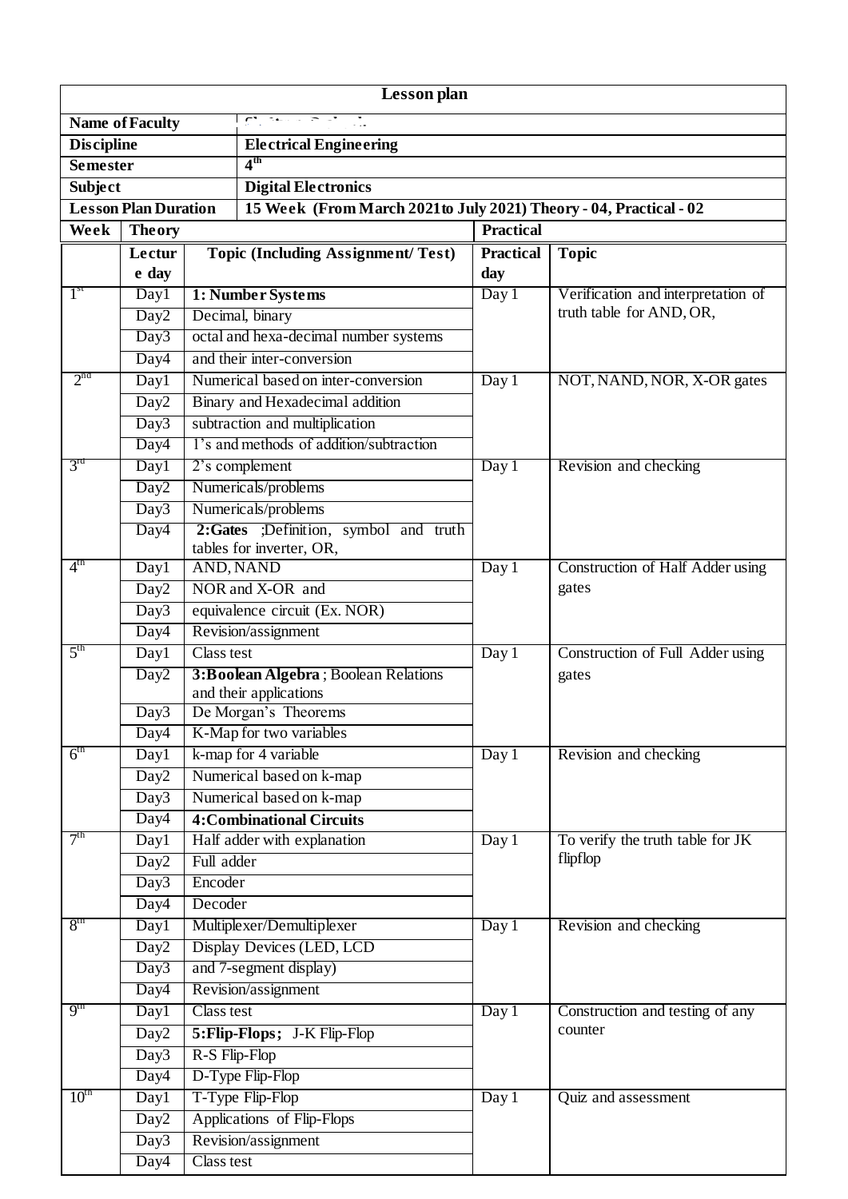| Lesson plan | | | | |
|---|---|---|---|---|
| **Name of Faculty** | | | | |
| **Discipline** | | **Electrical Engineering** | | |
| **Semester** | | **4th** | | |
| **Subject** | | **Digital Electronics** | | |
| **Lesson Plan Duration** | | **15 Week (From March 2021to July 2021) Theory - 04, Practical - 02** | | |
| **Week** | **Theory** | | **Practical** | |
| | **Lecture day** | **Topic (Including Assignment/ Test)** | **Practical day** | **Topic** |
| 1st | Day1 | **1: Number Systems** | Day 1 | Verification and interpretation of truth table for AND, OR, |
| | Day2 | Decimal, binary | | |
| | Day3 | octal and hexa-decimal number systems | | |
| | Day4 | and their inter-conversion | | |
| 2nd | Day1 | Numerical based on inter-conversion | Day 1 | NOT, NAND, NOR, X-OR gates |
| | Day2 | Binary and Hexadecimal addition | | |
| | Day3 | subtraction and multiplication | | |
| | Day4 | 1's and methods of addition/subtraction | | |
| 3rd | Day1 | 2's complement | Day 1 | Revision and checking |
| | Day2 | Numericals/problems | | |
| | Day3 | Numericals/problems | | |
| | Day4 | **2:Gates** ;Definition, symbol and truth tables for inverter, OR, | | |
| 4th | Day1 | AND, NAND | Day 1 | Construction of Half Adder using gates |
| | Day2 | NOR and X-OR and | | |
| | Day3 | equivalence circuit (Ex. NOR) | | |
| | Day4 | Revision/assignment | | |
| 5th | Day1 | Class test | Day 1 | Construction of Full Adder using gates |
| | Day2 | **3:Boolean Algebra** ; Boolean Relations and their applications | | |
| | Day3 | De Morgan's Theorems | | |
| | Day4 | K-Map for two variables | | |
| 6th | Day1 | k-map for 4 variable | Day 1 | Revision and checking |
| | Day2 | Numerical based on k-map | | |
| | Day3 | Numerical based on k-map | | |
| | Day4 | **4:Combinational Circuits** | | |
| 7th | Day1 | Half adder with explanation | Day 1 | To verify the truth table for JK flipflop |
| | Day2 | Full adder | | |
| | Day3 | Encoder | | |
| | Day4 | Decoder | | |
| 8th | Day1 | Multiplexer/Demultiplexer | Day 1 | Revision and checking |
| | Day2 | Display Devices (LED, LCD | | |
| | Day3 | and 7-segment display) | | |
| | Day4 | Revision/assignment | | |
| 9th | Day1 | Class test | Day 1 | Construction and testing of any counter |
| | Day2 | **5:Flip-Flops;** J-K Flip-Flop | | |
| | Day3 | R-S Flip-Flop | | |
| | Day4 | D-Type Flip-Flop | | |
| 10th | Day1 | T-Type Flip-Flop | Day 1 | Quiz and assessment |
| | Day2 | Applications of Flip-Flops | | |
| | Day3 | Revision/assignment | | |
| | Day4 | Class test | | |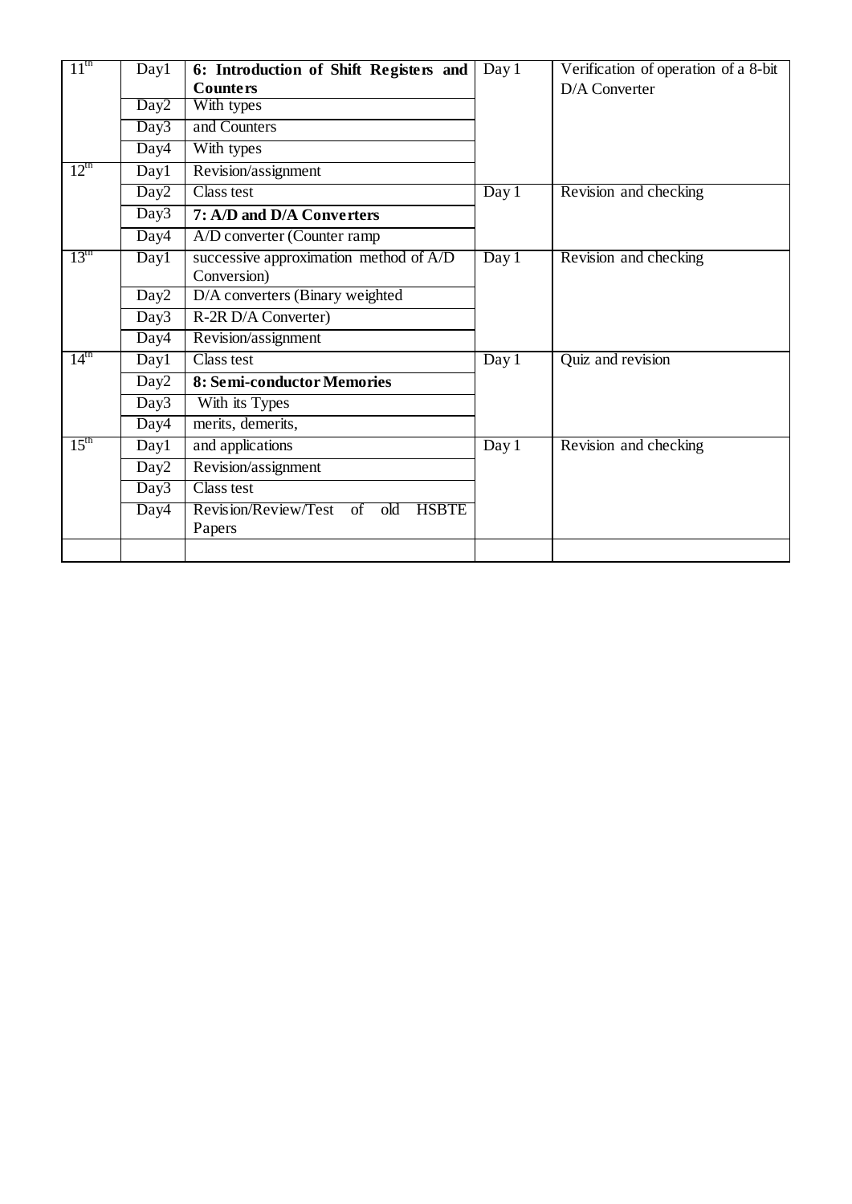| | | | | |
|---|---|---|---|---|
| 11th | Day1 | **6: Introduction of Shift Registers and Counters** | Day 1 | Verification of operation of a 8-bit D/A Converter |
| | Day2 | With types | | |
| | Day3 | and Counters | | |
| | Day4 | With types | | |
| 12th | Day1 | Revision/assignment | | |
| | Day2 | Class test | Day 1 | Revision and checking |
| | Day3 | **7: A/D and D/A Converters** | | |
| | Day4 | A/D converter (Counter ramp | | |
| 13th | Day1 | successive approximation method of A/D Conversion) | Day 1 | Revision and checking |
| | Day2 | D/A converters (Binary weighted | | |
| | Day3 | R-2R D/A Converter) | | |
| | Day4 | Revision/assignment | | |
| 14th | Day1 | Class test | Day 1 | Quiz and revision |
| | Day2 | **8: Semi-conductor Memories** | | |
| | Day3 | With its Types | | |
| | Day4 | merits, demerits, | | |
| 15th | Day1 | and applications | Day 1 | Revision and checking |
| | Day2 | Revision/assignment | | |
| | Day3 | Class test | | |
| | Day4 | Revision/Review/Test of old HSBTE Papers | | |
| | | | | |